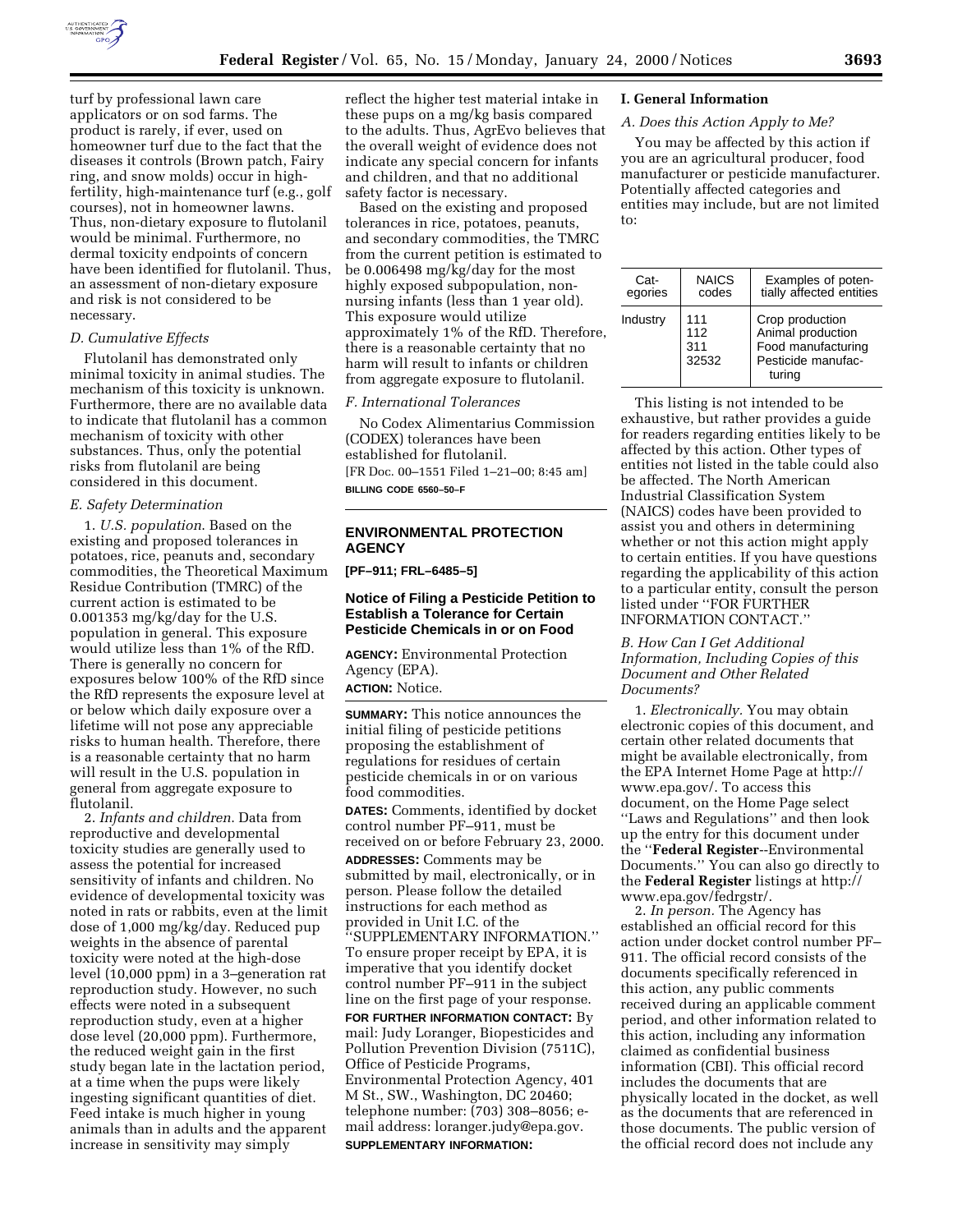turf by professional lawn care applicators or on sod farms. The product is rarely, if ever, used on homeowner turf due to the fact that the diseases it controls (Brown patch, Fairy ring, and snow molds) occur in high-fertility, high-maintenance turf (e.g., golf courses), not in homeowner lawns. Thus, non-dietary exposure to flutolanil would be minimal. Furthermore, no dermal toxicity endpoints of concern have been identified for flutolanil. Thus, an assessment of non-dietary exposure and risk is not considered to be necessary.

*D. Cumulative Effects*

Flutolanil has demonstrated only minimal toxicity in animal studies. The mechanism of this toxicity is unknown. Furthermore, there are no available data to indicate that flutolanil has a common mechanism of toxicity with other substances. Thus, only the potential risks from flutolanil are being considered in this document.

*E. Safety Determination*

1. *U.S. population*. Based on the existing and proposed tolerances in potatoes, rice, peanuts and, secondary commodities, the Theoretical Maximum Residue Contribution (TMRC) of the current action is estimated to be 0.001353 mg/kg/day for the U.S. population in general. This exposure would utilize less than 1% of the RfD. There is generally no concern for exposures below 100% of the RfD since the RfD represents the exposure level at or below which daily exposure over a lifetime will not pose any appreciable risks to human health. Therefore, there is a reasonable certainty that no harm will result in the U.S. population in general from aggregate exposure to flutolanil.

2. *Infants and children*. Data from reproductive and developmental toxicity studies are generally used to assess the potential for increased sensitivity of infants and children. No evidence of developmental toxicity was noted in rats or rabbits, even at the limit dose of 1,000 mg/kg/day. Reduced pup weights in the absence of parental toxicity were noted at the high-dose level (10,000 ppm) in a 3–generation rat reproduction study. However, no such effects were noted in a subsequent reproduction study, even at a higher dose level (20,000 ppm). Furthermore, the reduced weight gain in the first study began late in the lactation period, at a time when the pups were likely ingesting significant quantities of diet. Feed intake is much higher in young animals than in adults and the apparent increase in sensitivity may simply reflect the higher test material intake in these pups on a mg/kg basis compared to the adults. Thus, AgrEvo believes that the overall weight of evidence does not indicate any special concern for infants and children, and that no additional safety factor is necessary.

Based on the existing and proposed tolerances in rice, potatoes, peanuts, and secondary commodities, the TMRC from the current petition is estimated to be 0.006498 mg/kg/day for the most highly exposed subpopulation, non-nursing infants (less than 1 year old). This exposure would utilize approximately 1% of the RfD. Therefore, there is a reasonable certainty that no harm will result to infants or children from aggregate exposure to flutolanil.

*F. International Tolerances*

No Codex Alimentarius Commission (CODEX) tolerances have been established for flutolanil.

[FR Doc. 00–1551 Filed 1–21–00; 8:45 am]

**BILLING CODE 6560–50–F**

## ENVIRONMENTAL PROTECTION AGENCY

**[PF–911; FRL–6485–5]**

### Notice of Filing a Pesticide Petition to Establish a Tolerance for Certain Pesticide Chemicals in or on Food

**AGENCY:** Environmental Protection Agency (EPA).

**ACTION:** Notice.

**SUMMARY:** This notice announces the initial filing of pesticide petitions proposing the establishment of regulations for residues of certain pesticide chemicals in or on various food commodities.

**DATES:** Comments, identified by docket control number PF–911, must be received on or before February 23, 2000.

**ADDRESSES:** Comments may be submitted by mail, electronically, or in person. Please follow the detailed instructions for each method as provided in Unit I.C. of the ''SUPPLEMENTARY INFORMATION.'' To ensure proper receipt by EPA, it is imperative that you identify docket control number PF–911 in the subject line on the first page of your response.

**FOR FURTHER INFORMATION CONTACT:** By mail: Judy Loranger, Biopesticides and Pollution Prevention Division (7511C), Office of Pesticide Programs, Environmental Protection Agency, 401 M St., SW., Washington, DC 20460; telephone number: (703) 308–8056; e-mail address: loranger.judy@epa.gov.

**SUPPLEMENTARY INFORMATION:**

**I. General Information**

*A. Does this Action Apply to Me?*

You may be affected by this action if you are an agricultural producer, food manufacturer or pesticide manufacturer. Potentially affected categories and entities may include, but are not limited to:

| Categories | NAICS codes | Examples of potentially affected entities |
|---|---|---|
| Industry | 111<br>112<br>311<br>32532 | Crop production<br>Animal production<br>Food manufacturing<br>Pesticide manufacturing |

This listing is not intended to be exhaustive, but rather provides a guide for readers regarding entities likely to be affected by this action. Other types of entities not listed in the table could also be affected. The North American Industrial Classification System (NAICS) codes have been provided to assist you and others in determining whether or not this action might apply to certain entities. If you have questions regarding the applicability of this action to a particular entity, consult the person listed under ''FOR FURTHER INFORMATION CONTACT.''

*B. How Can I Get Additional Information, Including Copies of this Document and Other Related Documents?*

1. *Electronically*. You may obtain electronic copies of this document, and certain other related documents that might be available electronically, from the EPA Internet Home Page at http://www.epa.gov/. To access this document, on the Home Page select ''Laws and Regulations'' and then look up the entry for this document under the ''**Federal Register**--Environmental Documents.'' You can also go directly to the **Federal Register** listings at http://www.epa.gov/fedrgstr/.

2. *In person*. The Agency has established an official record for this action under docket control number PF–911. The official record consists of the documents specifically referenced in this action, any public comments received during an applicable comment period, and other information related to this action, including any information claimed as confidential business information (CBI). This official record includes the documents that are physically located in the docket, as well as the documents that are referenced in those documents. The public version of the official record does not include any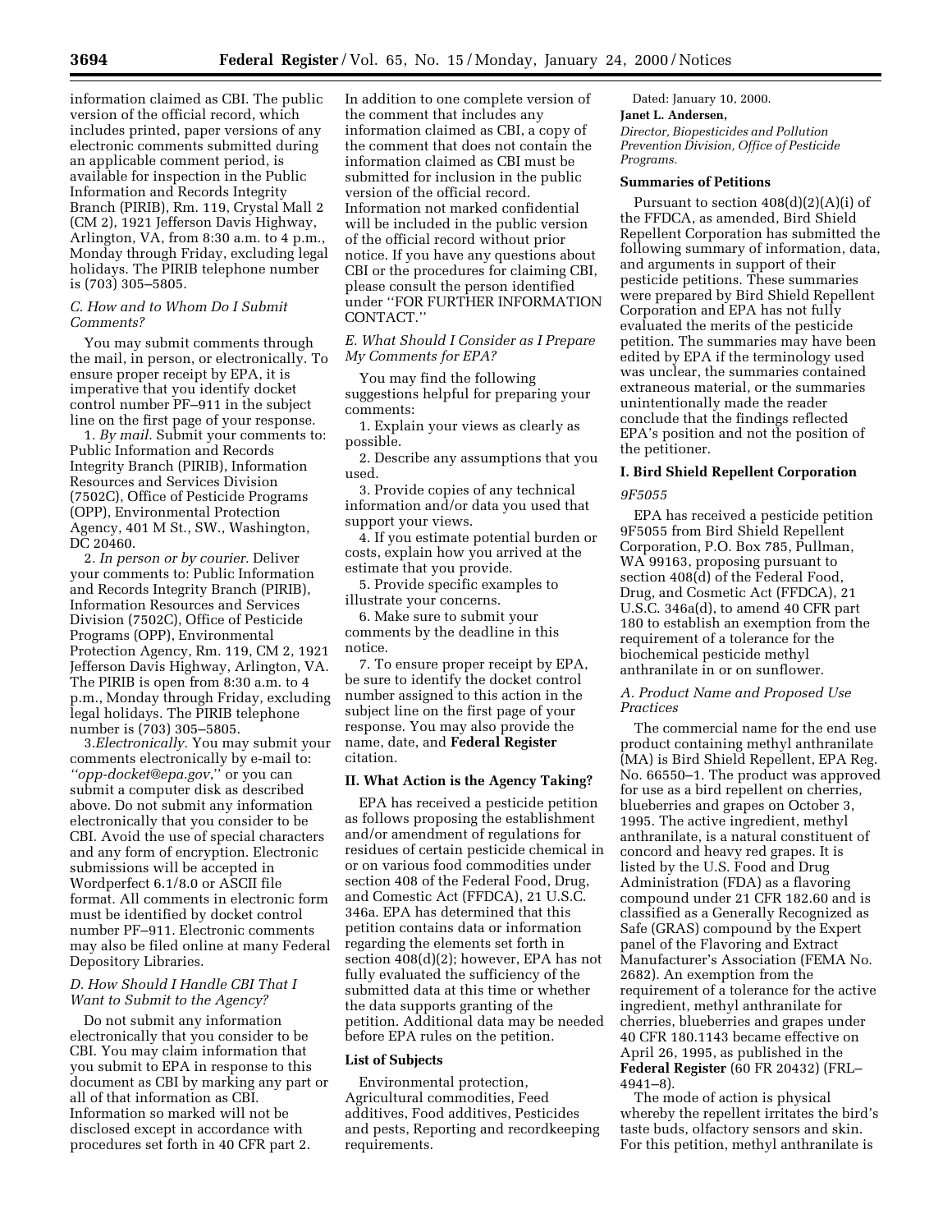information claimed as CBI. The public version of the official record, which includes printed, paper versions of any electronic comments submitted during an applicable comment period, is available for inspection in the Public Information and Records Integrity Branch (PIRIB), Rm. 119, Crystal Mall 2 (CM 2), 1921 Jefferson Davis Highway, Arlington, VA, from 8:30 a.m. to 4 p.m., Monday through Friday, excluding legal holidays. The PIRIB telephone number is (703) 305–5805.

### *C. How and to Whom Do I Submit Comments?*

You may submit comments through the mail, in person, or electronically. To ensure proper receipt by EPA, it is imperative that you identify docket control number PF–911 in the subject line on the first page of your response.

1. *By mail.* Submit your comments to: Public Information and Records Integrity Branch (PIRIB), Information Resources and Services Division (7502C), Office of Pesticide Programs (OPP), Environmental Protection Agency, 401 M St., SW., Washington, DC 20460.

2. *In person or by courier.* Deliver your comments to: Public Information and Records Integrity Branch (PIRIB), Information Resources and Services Division (7502C), Office of Pesticide Programs (OPP), Environmental Protection Agency, Rm. 119, CM 2, 1921 Jefferson Davis Highway, Arlington, VA. The PIRIB is open from 8:30 a.m. to 4 p.m., Monday through Friday, excluding legal holidays. The PIRIB telephone number is (703) 305–5805.

3. *Electronically.* You may submit your comments electronically by e-mail to: *"opp-docket@epa.gov,"* or you can submit a computer disk as described above. Do not submit any information electronically that you consider to be CBI. Avoid the use of special characters and any form of encryption. Electronic submissions will be accepted in Wordperfect 6.1/8.0 or ASCII file format. All comments in electronic form must be identified by docket control number PF–911. Electronic comments may also be filed online at many Federal Depository Libraries.

### *D. How Should I Handle CBI That I Want to Submit to the Agency?*

Do not submit any information electronically that you consider to be CBI. You may claim information that you submit to EPA in response to this document as CBI by marking any part or all of that information as CBI. Information so marked will not be disclosed except in accordance with procedures set forth in 40 CFR part 2. In addition to one complete version of the comment that includes any information claimed as CBI, a copy of the comment that does not contain the information claimed as CBI must be submitted for inclusion in the public version of the official record. Information not marked confidential will be included in the public version of the official record without prior notice. If you have any questions about CBI or the procedures for claiming CBI, please consult the person identified under "FOR FURTHER INFORMATION CONTACT."

### *E. What Should I Consider as I Prepare My Comments for EPA?*

You may find the following suggestions helpful for preparing your comments:

1. Explain your views as clearly as possible.

2. Describe any assumptions that you used.

3. Provide copies of any technical information and/or data you used that support your views.

4. If you estimate potential burden or costs, explain how you arrived at the estimate that you provide.

5. Provide specific examples to illustrate your concerns.

6. Make sure to submit your comments by the deadline in this notice.

7. To ensure proper receipt by EPA, be sure to identify the docket control number assigned to this action in the subject line on the first page of your response. You may also provide the name, date, and **Federal Register** citation.

## II. What Action is the Agency Taking?

EPA has received a pesticide petition as follows proposing the establishment and/or amendment of regulations for residues of certain pesticide chemical in or on various food commodities under section 408 of the Federal Food, Drug, and Comestic Act (FFDCA), 21 U.S.C. 346a. EPA has determined that this petition contains data or information regarding the elements set forth in section 408(d)(2); however, EPA has not fully evaluated the sufficiency of the submitted data at this time or whether the data supports granting of the petition. Additional data may be needed before EPA rules on the petition.

### List of Subjects

Environmental protection, Agricultural commodities, Feed additives, Food additives, Pesticides and pests, Reporting and recordkeeping requirements.

Dated: January 10, 2000.

**Janet L. Andersen,**

*Director, Biopesticides and Pollution Prevention Division, Office of Pesticide Programs.*

### Summaries of Petitions

Pursuant to section 408(d)(2)(A)(i) of the FFDCA, as amended, Bird Shield Repellent Corporation has submitted the following summary of information, data, and arguments in support of their pesticide petitions. These summaries were prepared by Bird Shield Repellent Corporation and EPA has not fully evaluated the merits of the pesticide petition. The summaries may have been edited by EPA if the terminology used was unclear, the summaries contained extraneous material, or the summaries unintentionally made the reader conclude that the findings reflected EPA's position and not the position of the petitioner.

## I. Bird Shield Repellent Corporation

*9F5055*

EPA has received a pesticide petition 9F5055 from Bird Shield Repellent Corporation, P.O. Box 785, Pullman, WA 99163, proposing pursuant to section 408(d) of the Federal Food, Drug, and Cosmetic Act (FFDCA), 21 U.S.C. 346a(d), to amend 40 CFR part 180 to establish an exemption from the requirement of a tolerance for the biochemical pesticide methyl anthranilate in or on sunflower.

### *A. Product Name and Proposed Use Practices*

The commercial name for the end use product containing methyl anthranilate (MA) is Bird Shield Repellent, EPA Reg. No. 66550–1. The product was approved for use as a bird repellent on cherries, blueberries and grapes on October 3, 1995. The active ingredient, methyl anthranilate, is a natural constituent of concord and heavy red grapes. It is listed by the U.S. Food and Drug Administration (FDA) as a flavoring compound under 21 CFR 182.60 and is classified as a Generally Recognized as Safe (GRAS) compound by the Expert panel of the Flavoring and Extract Manufacturer's Association (FEMA No. 2682). An exemption from the requirement of a tolerance for the active ingredient, methyl anthranilate for cherries, blueberries and grapes under 40 CFR 180.1143 became effective on April 26, 1995, as published in the **Federal Register** (60 FR 20432) (FRL–4941–8).

The mode of action is physical whereby the repellent irritates the bird's taste buds, olfactory sensors and skin. For this petition, methyl anthranilate is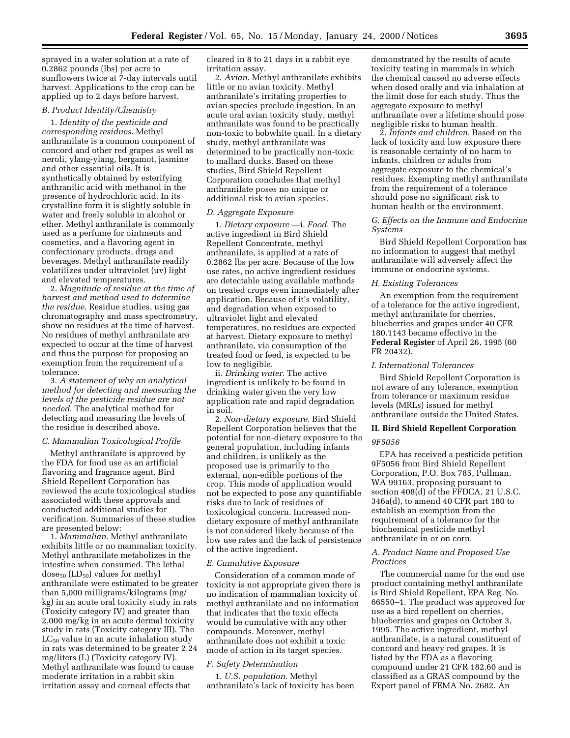sprayed in a water solution at a rate of 0.2862 pounds (lbs) per acre to sunflowers twice at 7-day intervals until harvest. Applications to the crop can be applied up to 2 days before harvest.

*B. Product Identity/Chemistry*

1. *Identity of the pesticide and corresponding residues*. Methyl anthranilate is a common component of concord and other red grapes as well as neroli, ylang-ylang, bergamot, jasmine and other essential oils. It is synthetically obtained by esterifying anthranilic acid with methanol in the presence of hydrochloric acid. In its crystalline form it is slightly soluble in water and freely soluble in alcohol or ether. Methyl anthranilate is commonly used as a perfume for ointments and cosmetics, and a flavoring agent in confectionary products, drugs and beverages. Methyl anthranilate readily volatilizes under ultraviolet (uv) light and elevated temperatures.

2. *Magnitude of residue at the time of harvest and method used to determine the residue*. Residue studies, using gas chromatography and mass spectrometry, show no residues at the time of harvest. No residues of methyl anthranilate are expected to occur at the time of harvest and thus the purpose for proposing an exemption from the requirement of a tolerance.

3. *A statement of why an analytical method for detecting and measuring the levels of the pesticide residue are not needed*. The analytical method for detecting and measuring the levels of the residue is described above.

*C. Mammalian Toxicological Profile*

Methyl anthranilate is approved by the FDA for food use as an artificial flavoring and fragrance agent. Bird Shield Repellent Corporation has reviewed the acute toxicological studies associated with these approvals and conducted additional studies for verification. Summaries of these studies are presented below:

1. *Mammalian*. Methyl anthranilate exhibits little or no mammalian toxicity. Methyl anthranilate metabolizes in the intestine when consumed. The lethal dose$_{50}$ (LD$_{50}$) values for methyl anthranilate were estimated to be greater than 5,000 milligrams/kilograms (mg/kg) in an acute oral toxicity study in rats (Toxicity category IV) and greater than 2,000 mg/kg in an acute dermal toxicity study in rats (Toxicity category III). The LC$_{50}$ value in an acute inhalation study in rats was determined to be greater 2.24 mg/liters (L) (Toxicity category IV). Methyl anthranilate was found to cause moderate irritation in a rabbit skin irritation assay and corneal effects that cleared in 8 to 21 days in a rabbit eye irritation assay.

2. *Avian*. Methyl anthranilate exhibits little or no avian toxicity. Methyl anthranilate's irritating properties to avian species preclude ingestion. In an acute oral avian toxicity study, methyl anthranilate was found to be practically non-toxic to bobwhite quail. In a dietary study, methyl anthranilate was determined to be practically non-toxic to mallard ducks. Based on these studies, Bird Shield Repellent Corporation concludes that methyl anthranilate poses no unique or additional risk to avian species.

*D. Aggregate Exposure*

1. *Dietary exposure* —i. *Food*. The active ingredient in Bird Shield Repellent Concentrate, methyl anthranilate, is applied at a rate of 0.2862 lbs per acre. Because of the low use rates, no active ingredient residues are detectable using available methods on treated crops even immediately after application. Because of it's volatility, and degradation when exposed to ultraviolet light and elevated temperatures, no residues are expected at harvest. Dietary exposure to methyl anthranilate, via consumption of the treated food or feed, is expected to be low to negligible.

ii. *Drinking water*. The active ingredient is unlikely to be found in drinking water given the very low application rate and rapid degradation in soil.

2. *Non-dietary exposure*. Bird Shield Repellent Corporation believes that the potential for non-dietary exposure to the general population, including infants and children, is unlikely as the proposed use is primarily to the external, non-edible portions of the crop. This mode of application would not be expected to pose any quantifiable risks due to lack of residues of toxicological concern. Increased non-dietary exposure of methyl anthranilate is not considered likely because of the low use rates and the lack of persistence of the active ingredient.

*E. Cumulative Exposure*

Consideration of a common mode of toxicity is not appropriate given there is no indication of mammalian toxicity of methyl anthranilate and no information that indicates that the toxic effects would be cumulative with any other compounds. Moreover, methyl anthranilate does not exhibit a toxic mode of action in its target species.

*F. Safety Determination*

1. *U.S. population*. Methyl anthranilate's lack of toxicity has been demonstrated by the results of acute toxicity testing in mammals in which the chemical caused no adverse effects when dosed orally and via inhalation at the limit dose for each study. Thus the aggregate exposure to methyl anthranilate over a lifetime should pose negligible risks to human health.

2. *Infants and children*. Based on the lack of toxicity and low exposure there is reasonable certainty of no harm to infants, children or adults from aggregate exposure to the chemical's residues. Exempting methyl anthranilate from the requirement of a tolerance should pose no significant risk to human health or the environment.

*G. Effects on the Immune and Endocrine Systems*

Bird Shield Repellent Corporation has no information to suggest that methyl anthranilate will adversely affect the immune or endocrine systems.

*H. Existing Tolerances*

An exemption from the requirement of a tolerance for the active ingredient, methyl anthranilate for cherries, blueberries and grapes under 40 CFR 180.1143 became effective in the **Federal Register** of April 26, 1995 (60 FR 20432).

*I. International Tolerances*

Bird Shield Repellent Corporation is not aware of any tolerance, exemption from tolerance or maximum residue levels (MRLs) issued for methyl anthranilate outside the United States.

## II. Bird Shield Repellent Corporation

*9F5056*

EPA has received a pesticide petition 9F5056 from Bird Shield Repellent Corporation, P.O. Box 785, Pullman, WA 99163, proposing pursuant to section 408(d) of the FFDCA, 21 U.S.C. 346a(d), to amend 40 CFR part 180 to establish an exemption from the requirement of a tolerance for the biochemical pesticide methyl anthranilate in or on corn.

*A. Product Name and Proposed Use Practices*

The commercial name for the end use product containing methyl anthranilate is Bird Shield Repellent, EPA Reg. No. 66550–1. The product was approved for use as a bird repellent on cherries, blueberries and grapes on October 3, 1995. The active ingredient, methyl anthranilate, is a natural constituent of concord and heavy red grapes. It is listed by the FDA as a flavoring compound under 21 CFR 182.60 and is classified as a GRAS compound by the Expert panel of FEMA No. 2682. An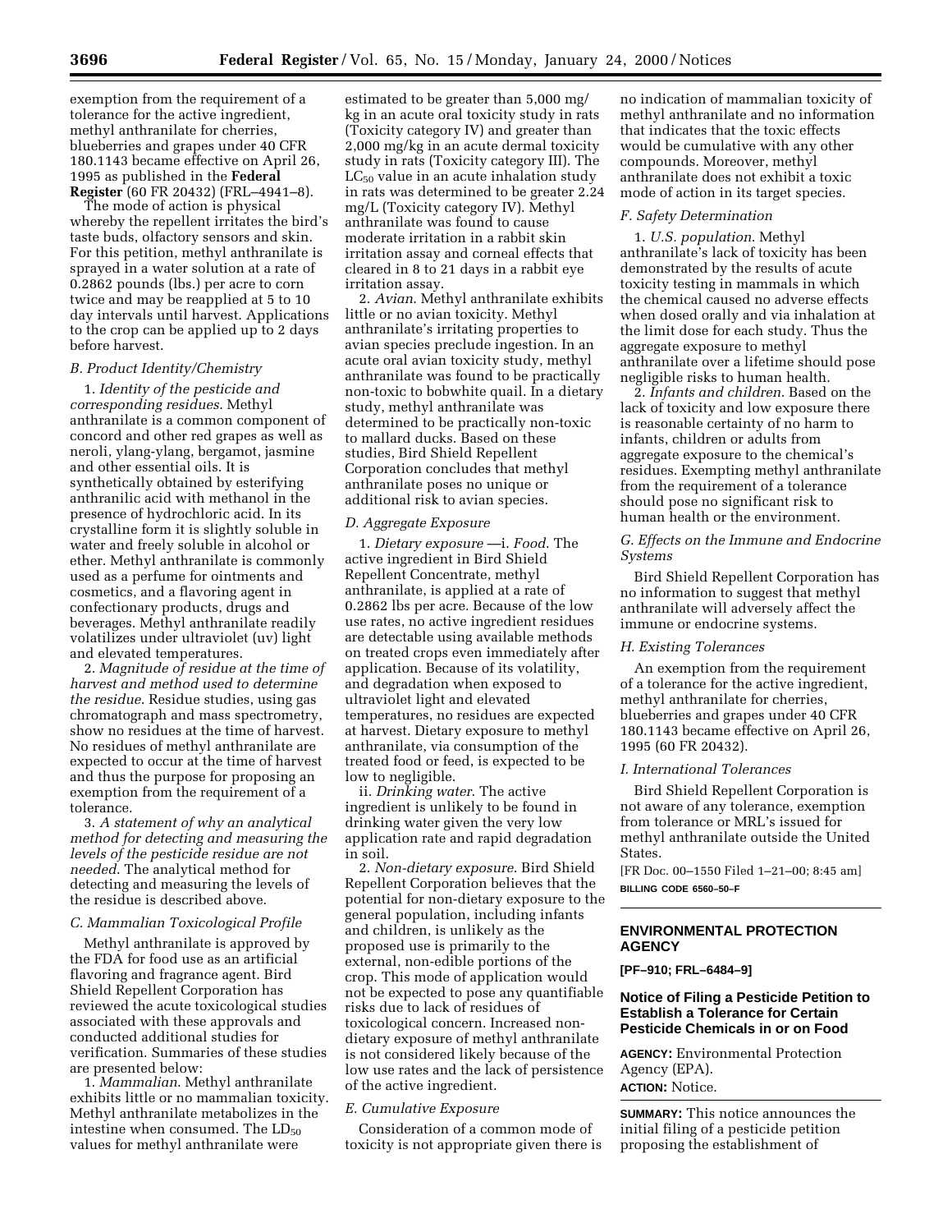exemption from the requirement of a tolerance for the active ingredient, methyl anthranilate for cherries, blueberries and grapes under 40 CFR 180.1143 became effective on April 26, 1995 as published in the **Federal Register** (60 FR 20432) (FRL–4941–8).

The mode of action is physical whereby the repellent irritates the bird's taste buds, olfactory sensors and skin. For this petition, methyl anthranilate is sprayed in a water solution at a rate of 0.2862 pounds (lbs.) per acre to corn twice and may be reapplied at 5 to 10 day intervals until harvest. Applications to the crop can be applied up to 2 days before harvest.

### *B. Product Identity/Chemistry*

1. *Identity of the pesticide and corresponding residues*. Methyl anthranilate is a common component of concord and other red grapes as well as neroli, ylang-ylang, bergamot, jasmine and other essential oils. It is synthetically obtained by esterifying anthranilic acid with methanol in the presence of hydrochloric acid. In its crystalline form it is slightly soluble in water and freely soluble in alcohol or ether. Methyl anthranilate is commonly used as a perfume for ointments and cosmetics, and a flavoring agent in confectionary products, drugs and beverages. Methyl anthranilate readily volatilizes under ultraviolet (uv) light and elevated temperatures.

2. *Magnitude of residue at the time of harvest and method used to determine the residue*. Residue studies, using gas chromatograph and mass spectrometry, show no residues at the time of harvest. No residues of methyl anthranilate are expected to occur at the time of harvest and thus the purpose for proposing an exemption from the requirement of a tolerance.

3. *A statement of why an analytical method for detecting and measuring the levels of the pesticide residue are not needed*. The analytical method for detecting and measuring the levels of the residue is described above.

### *C. Mammalian Toxicological Profile*

Methyl anthranilate is approved by the FDA for food use as an artificial flavoring and fragrance agent. Bird Shield Repellent Corporation has reviewed the acute toxicological studies associated with these approvals and conducted additional studies for verification. Summaries of these studies are presented below:

1. *Mammalian*. Methyl anthranilate exhibits little or no mammalian toxicity. Methyl anthranilate metabolizes in the intestine when consumed. The $LD_{50}$ values for methyl anthranilate were estimated to be greater than 5,000 mg/kg in an acute oral toxicity study in rats (Toxicity category IV) and greater than 2,000 mg/kg in an acute dermal toxicity study in rats (Toxicity category III). The $LC_{50}$ value in an acute inhalation study in rats was determined to be greater 2.24 mg/L (Toxicity category IV). Methyl anthranilate was found to cause moderate irritation in a rabbit skin irritation assay and corneal effects that cleared in 8 to 21 days in a rabbit eye irritation assay.

2. *Avian*. Methyl anthranilate exhibits little or no avian toxicity. Methyl anthranilate's irritating properties to avian species preclude ingestion. In an acute oral avian toxicity study, methyl anthranilate was found to be practically non-toxic to bobwhite quail. In a dietary study, methyl anthranilate was determined to be practically non-toxic to mallard ducks. Based on these studies, Bird Shield Repellent Corporation concludes that methyl anthranilate poses no unique or additional risk to avian species.

### *D. Aggregate Exposure*

1. *Dietary exposure* —i. *Food*. The active ingredient in Bird Shield Repellent Concentrate, methyl anthranilate, is applied at a rate of 0.2862 lbs per acre. Because of the low use rates, no active ingredient residues are detectable using available methods on treated crops even immediately after application. Because of its volatility, and degradation when exposed to ultraviolet light and elevated temperatures, no residues are expected at harvest. Dietary exposure to methyl anthranilate, via consumption of the treated food or feed, is expected to be low to negligible.

ii. *Drinking water*. The active ingredient is unlikely to be found in drinking water given the very low application rate and rapid degradation in soil.

2. *Non-dietary exposure*. Bird Shield Repellent Corporation believes that the potential for non-dietary exposure to the general population, including infants and children, is unlikely as the proposed use is primarily to the external, non-edible portions of the crop. This mode of application would not be expected to pose any quantifiable risks due to lack of residues of toxicological concern. Increased non-dietary exposure of methyl anthranilate is not considered likely because of the low use rates and the lack of persistence of the active ingredient.

### *E. Cumulative Exposure*

Consideration of a common mode of toxicity is not appropriate given there is no indication of mammalian toxicity of methyl anthranilate and no information that indicates that the toxic effects would be cumulative with any other compounds. Moreover, methyl anthranilate does not exhibit a toxic mode of action in its target species.

### *F. Safety Determination*

1. *U.S. population*. Methyl anthranilate's lack of toxicity has been demonstrated by the results of acute toxicity testing in mammals in which the chemical caused no adverse effects when dosed orally and via inhalation at the limit dose for each study. Thus the aggregate exposure to methyl anthranilate over a lifetime should pose negligible risks to human health.

2. *Infants and children*. Based on the lack of toxicity and low exposure there is reasonable certainty of no harm to infants, children or adults from aggregate exposure to the chemical's residues. Exempting methyl anthranilate from the requirement of a tolerance should pose no significant risk to human health or the environment.

### *G. Effects on the Immune and Endocrine Systems*

Bird Shield Repellent Corporation has no information to suggest that methyl anthranilate will adversely affect the immune or endocrine systems.

### *H. Existing Tolerances*

An exemption from the requirement of a tolerance for the active ingredient, methyl anthranilate for cherries, blueberries and grapes under 40 CFR 180.1143 became effective on April 26, 1995 (60 FR 20432).

### *I. International Tolerances*

Bird Shield Repellent Corporation is not aware of any tolerance, exemption from tolerance or MRL's issued for methyl anthranilate outside the United States.

[FR Doc. 00–1550 Filed 1–21–00; 8:45 am]

**BILLING CODE 6560–50–F**

---

## ENVIRONMENTAL PROTECTION AGENCY

**[PF–910; FRL–6484–9]**

## Notice of Filing a Pesticide Petition to Establish a Tolerance for Certain Pesticide Chemicals in or on Food

**AGENCY:** Environmental Protection Agency (EPA).

**ACTION:** Notice.

**SUMMARY:** This notice announces the initial filing of a pesticide petition proposing the establishment of